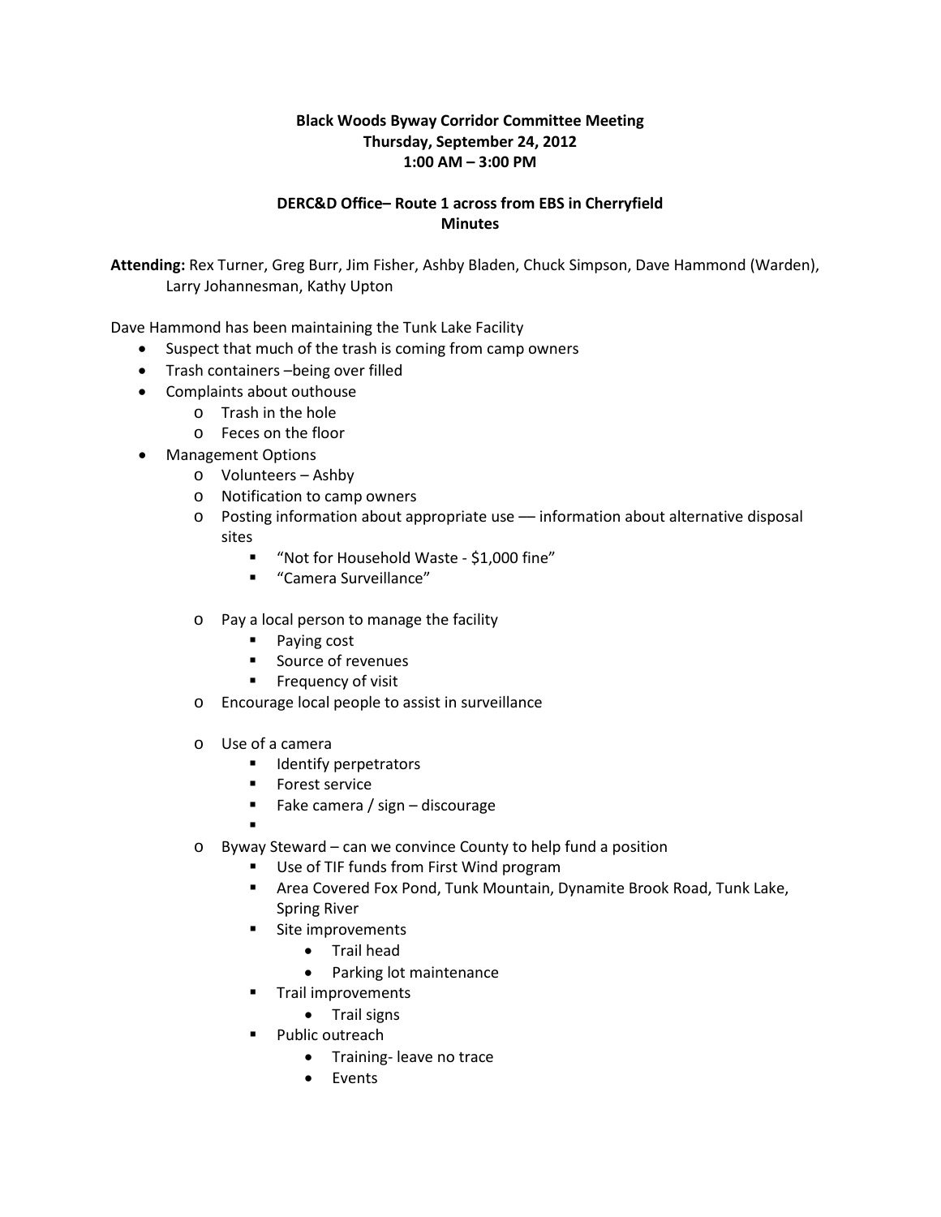**Black Woods Byway Corridor Committee Meeting**
**Thursday, September 24, 2012**
**1:00 AM – 3:00 PM**

**DERC&D Office– Route 1 across from EBS in Cherryfield**
**Minutes**

**Attending:** Rex Turner, Greg Burr, Jim Fisher, Ashby Bladen, Chuck Simpson, Dave Hammond (Warden), Larry Johannesman, Kathy Upton

Dave Hammond has been maintaining the Tunk Lake Facility

- Suspect that much of the trash is coming from camp owners
- Trash containers –being over filled
- Complaints about outhouse
  - Trash in the hole
  - Feces on the floor
- Management Options
  - Volunteers – Ashby
  - Notification to camp owners
  - Posting information about appropriate use –– information about alternative disposal sites
    - "Not for Household Waste - $1,000 fine"
    - "Camera Surveillance"
  - Pay a local person to manage the facility
    - Paying cost
    - Source of revenues
    - Frequency of visit
  - Encourage local people to assist in surveillance
  - Use of a camera
    - Identify perpetrators
    - Forest service
    - Fake camera / sign – discourage
    - 
  - Byway Steward – can we convince County to help fund a position
    - Use of TIF funds from First Wind program
    - Area Covered Fox Pond, Tunk Mountain, Dynamite Brook Road, Tunk Lake, Spring River
    - Site improvements
      - Trail head
      - Parking lot maintenance
    - Trail improvements
      - Trail signs
    - Public outreach
      - Training- leave no trace
      - Events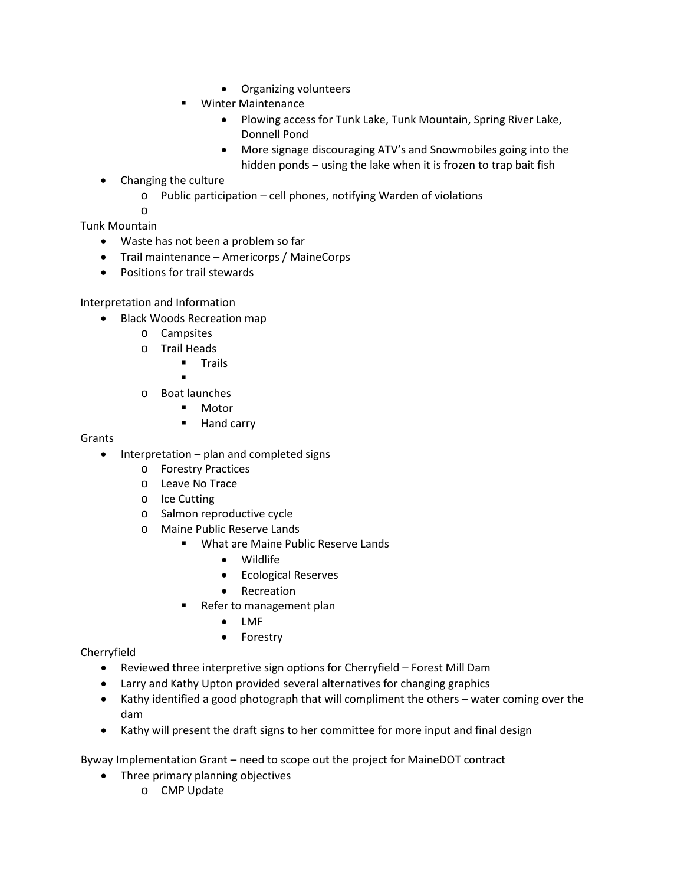- Organizing volunteers
        - Winter Maintenance
            - Plowing access for Tunk Lake, Tunk Mountain, Spring River Lake, Donnell Pond
            - More signage discouraging ATV's and Snowmobiles going into the hidden ponds – using the lake when it is frozen to trap bait fish
- Changing the culture
    - Public participation – cell phones, notifying Warden of violations
    - 

Tunk Mountain

- Waste has not been a problem so far
- Trail maintenance – Americorps / MaineCorps
- Positions for trail stewards

Interpretation and Information

- Black Woods Recreation map
    - Campsites
    - Trail Heads
        - Trails
        - 
    - Boat launches
        - Motor
        - Hand carry

Grants

- Interpretation – plan and completed signs
    - Forestry Practices
    - Leave No Trace
    - Ice Cutting
    - Salmon reproductive cycle
    - Maine Public Reserve Lands
        - What are Maine Public Reserve Lands
            - Wildlife
            - Ecological Reserves
            - Recreation
        - Refer to management plan
            - LMF
            - Forestry

Cherryfield

- Reviewed three interpretive sign options for Cherryfield – Forest Mill Dam
- Larry and Kathy Upton provided several alternatives for changing graphics
- Kathy identified a good photograph that will compliment the others – water coming over the dam
- Kathy will present the draft signs to her committee for more input and final design

Byway Implementation Grant – need to scope out the project for MaineDOT contract

- Three primary planning objectives
    - CMP Update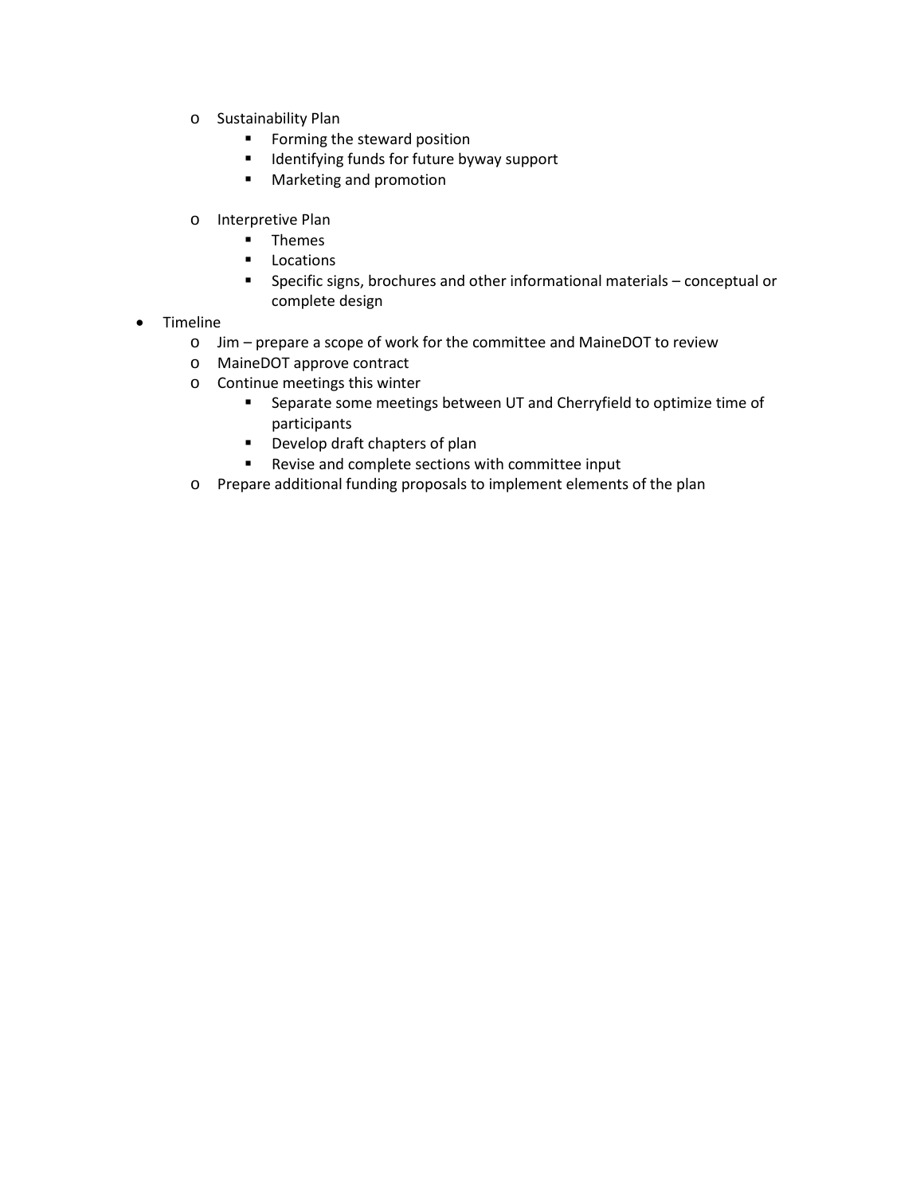- Sustainability Plan
  - Forming the steward position
  - Identifying funds for future byway support
  - Marketing and promotion

- Interpretive Plan
  - Themes
  - Locations
  - Specific signs, brochures and other informational materials – conceptual or complete design

- Timeline
  - Jim – prepare a scope of work for the committee and MaineDOT to review
  - MaineDOT approve contract
  - Continue meetings this winter
    - Separate some meetings between UT and Cherryfield to optimize time of participants
    - Develop draft chapters of plan
    - Revise and complete sections with committee input
  - Prepare additional funding proposals to implement elements of the plan